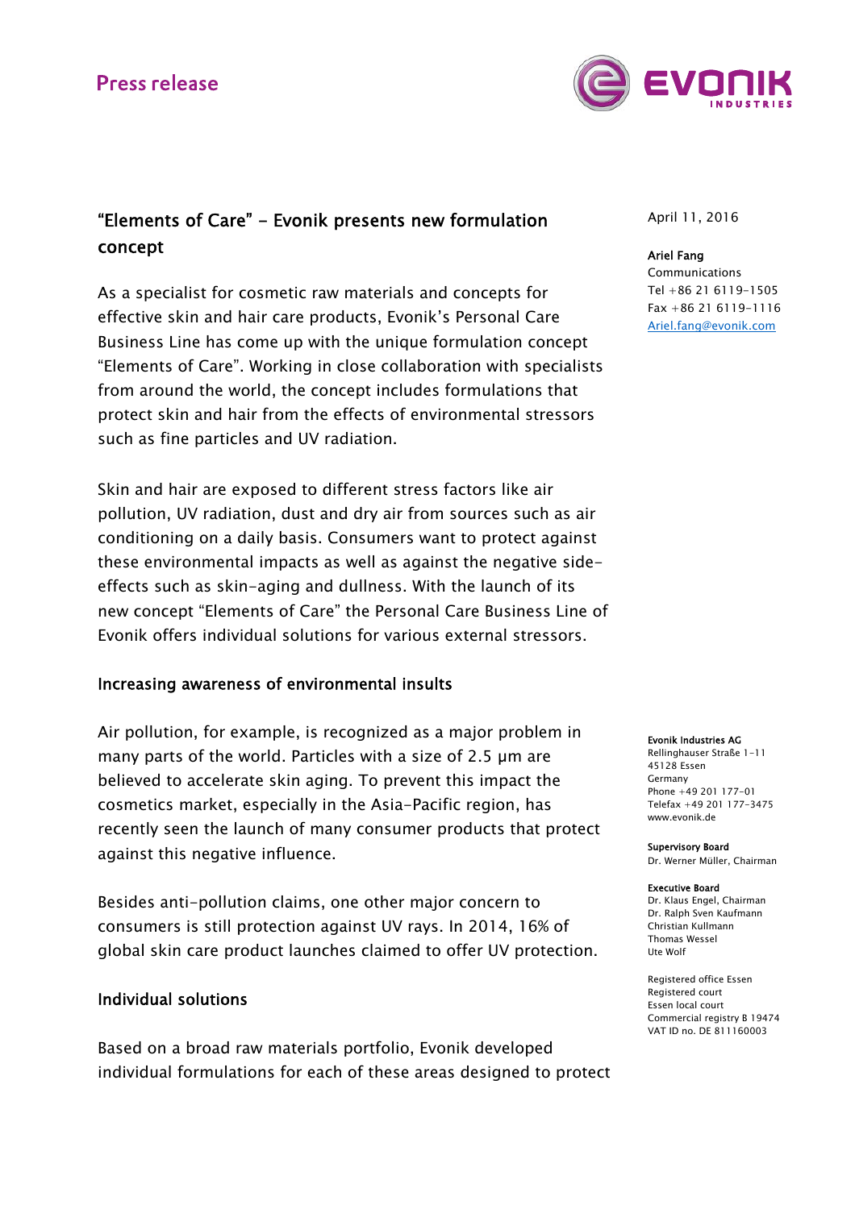Press release

# "Elements of Care" – Evonik presents new formulation concept

April 11, 2016

**Ariel Fang**
Communications
Tel +86 21 6119-1505
Fax +86 21 6119-1116
Ariel.fang@evonik.com

As a specialist for cosmetic raw materials and concepts for effective skin and hair care products, Evonik's Personal Care Business Line has come up with the unique formulation concept "Elements of Care". Working in close collaboration with specialists from around the world, the concept includes formulations that protect skin and hair from the effects of environmental stressors such as fine particles and UV radiation.

Skin and hair are exposed to different stress factors like air pollution, UV radiation, dust and dry air from sources such as air conditioning on a daily basis. Consumers want to protect against these environmental impacts as well as against the negative side-effects such as skin-aging and dullness. With the launch of its new concept "Elements of Care" the Personal Care Business Line of Evonik offers individual solutions for various external stressors.

## Increasing awareness of environmental insults

Air pollution, for example, is recognized as a major problem in many parts of the world. Particles with a size of 2.5 µm are believed to accelerate skin aging. To prevent this impact the cosmetics market, especially in the Asia-Pacific region, has recently seen the launch of many consumer products that protect against this negative influence.

Besides anti-pollution claims, one other major concern to consumers is still protection against UV rays. In 2014, 16% of global skin care product launches claimed to offer UV protection.

## Individual solutions

Based on a broad raw materials portfolio, Evonik developed individual formulations for each of these areas designed to protect

**Evonik Industries AG**
Rellinghauser Straße 1-11
45128 Essen
Germany
Phone +49 201 177-01
Telefax +49 201 177-3475
www.evonik.de

**Supervisory Board**
Dr. Werner Müller, Chairman

**Executive Board**
Dr. Klaus Engel, Chairman
Dr. Ralph Sven Kaufmann
Christian Kullmann
Thomas Wessel
Ute Wolf

Registered office Essen
Registered court
Essen local court
Commercial registry B 19474
VAT ID no. DE 811160003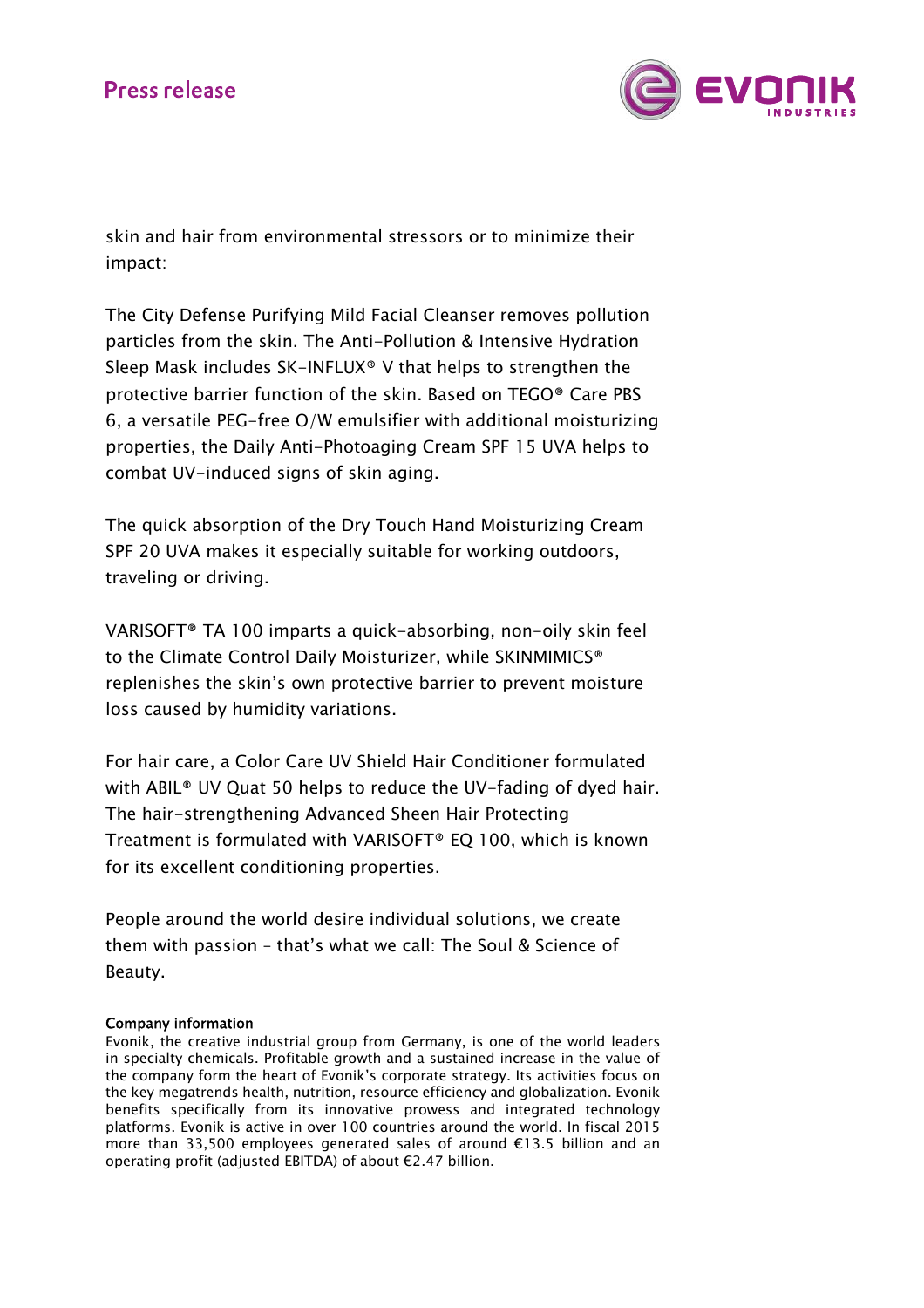skin and hair from environmental stressors or to minimize their impact:

The City Defense Purifying Mild Facial Cleanser removes pollution particles from the skin. The Anti-Pollution & Intensive Hydration Sleep Mask includes SK-INFLUX® V that helps to strengthen the protective barrier function of the skin. Based on TEGO® Care PBS 6, a versatile PEG-free O/W emulsifier with additional moisturizing properties, the Daily Anti-Photoaging Cream SPF 15 UVA helps to combat UV-induced signs of skin aging.

The quick absorption of the Dry Touch Hand Moisturizing Cream SPF 20 UVA makes it especially suitable for working outdoors, traveling or driving.

VARISOFT® TA 100 imparts a quick-absorbing, non-oily skin feel to the Climate Control Daily Moisturizer, while SKINMIMICS® replenishes the skin's own protective barrier to prevent moisture loss caused by humidity variations.

For hair care, a Color Care UV Shield Hair Conditioner formulated with ABIL® UV Quat 50 helps to reduce the UV-fading of dyed hair. The hair-strengthening Advanced Sheen Hair Protecting Treatment is formulated with VARISOFT® EQ 100, which is known for its excellent conditioning properties.

People around the world desire individual solutions, we create them with passion – that's what we call: The Soul & Science of Beauty.

**Company information**

Evonik, the creative industrial group from Germany, is one of the world leaders in specialty chemicals. Profitable growth and a sustained increase in the value of the company form the heart of Evonik's corporate strategy. Its activities focus on the key megatrends health, nutrition, resource efficiency and globalization. Evonik benefits specifically from its innovative prowess and integrated technology platforms. Evonik is active in over 100 countries around the world. In fiscal 2015 more than 33,500 employees generated sales of around €13.5 billion and an operating profit (adjusted EBITDA) of about €2.47 billion.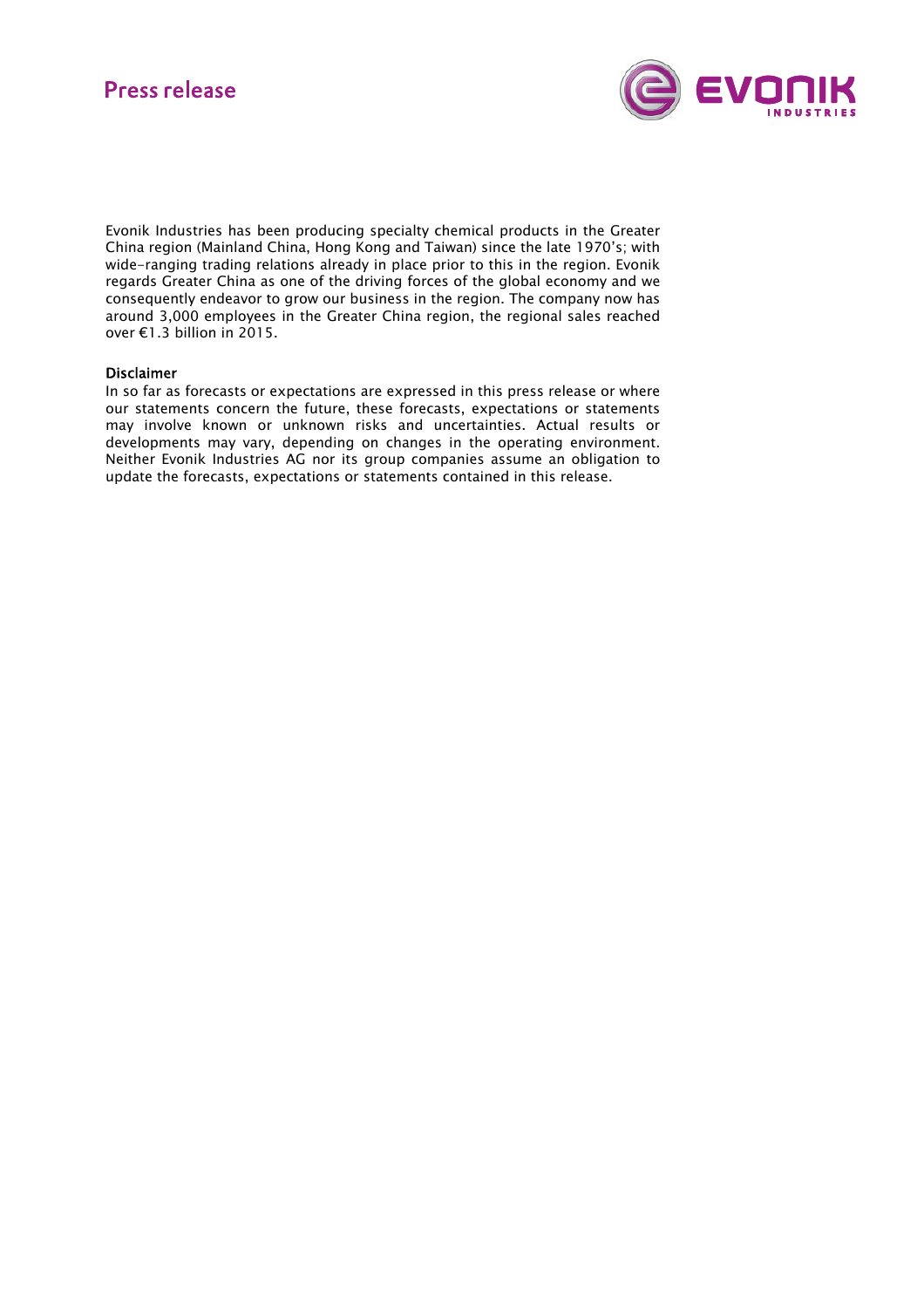Evonik Industries has been producing specialty chemical products in the Greater China region (Mainland China, Hong Kong and Taiwan) since the late 1970's; with wide-ranging trading relations already in place prior to this in the region. Evonik regards Greater China as one of the driving forces of the global economy and we consequently endeavor to grow our business in the region. The company now has around 3,000 employees in the Greater China region, the regional sales reached over €1.3 billion in 2015.

**Disclaimer**

In so far as forecasts or expectations are expressed in this press release or where our statements concern the future, these forecasts, expectations or statements may involve known or unknown risks and uncertainties. Actual results or developments may vary, depending on changes in the operating environment. Neither Evonik Industries AG nor its group companies assume an obligation to update the forecasts, expectations or statements contained in this release.